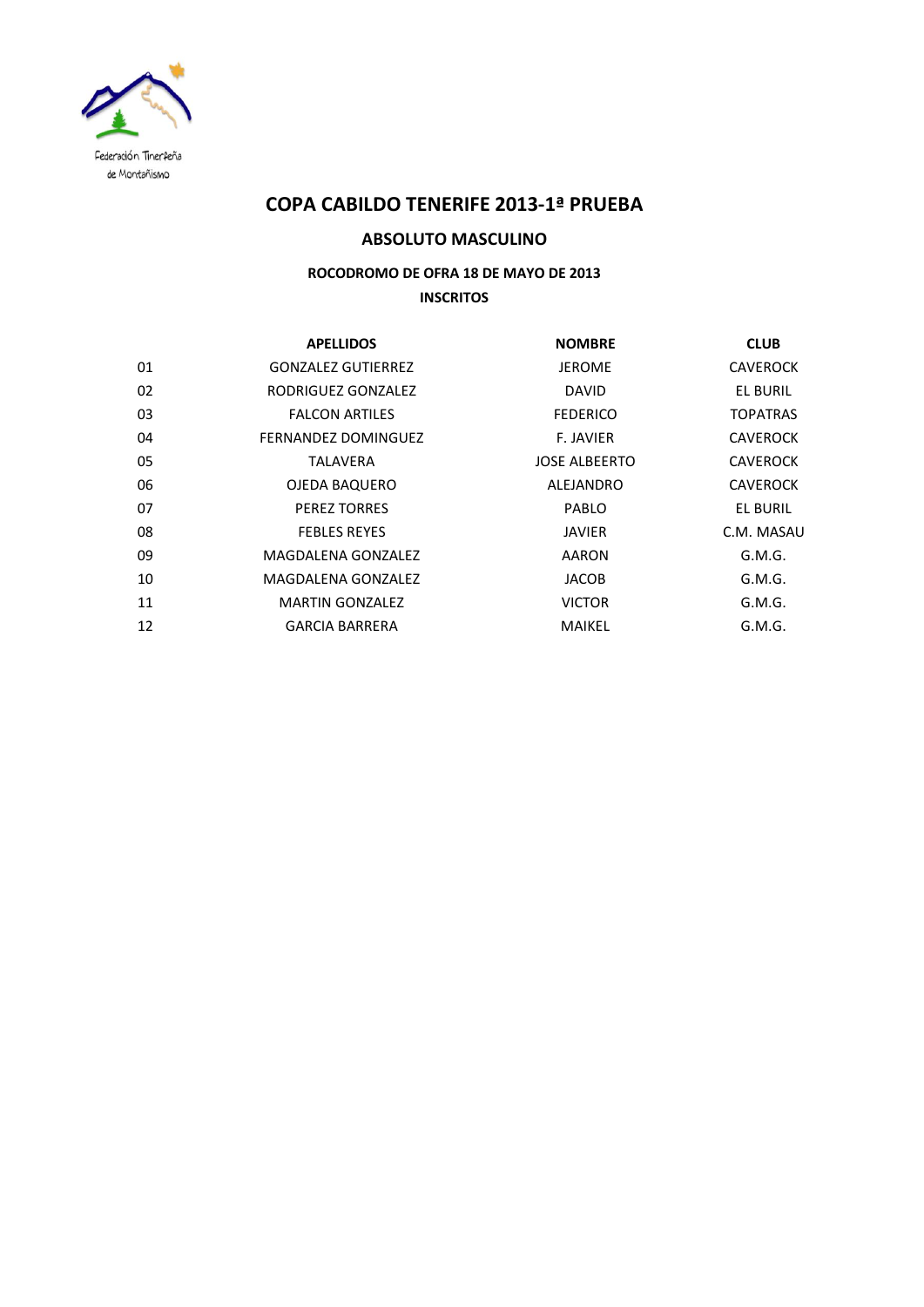Federación Tinerfeña de Montañismo

# COPA CABILDO TENERIFE 2013-1ª PRUEBA

## ABSOLUTO MASCULINO

### ROCODROMO DE OFRA 18 DE MAYO DE 2013

### INSCRITOS

| | APELLIDOS | NOMBRE | CLUB |
|---|---|---|---|
| 01 | GONZALEZ GUTIERREZ | JEROME | CAVEROCK |
| 02 | RODRIGUEZ GONZALEZ | DAVID | EL BURIL |
| 03 | FALCON ARTILES | FEDERICO | TOPATRAS |
| 04 | FERNANDEZ DOMINGUEZ | F. JAVIER | CAVEROCK |
| 05 | TALAVERA | JOSE ALBEERTO | CAVEROCK |
| 06 | OJEDA BAQUERO | ALEJANDRO | CAVEROCK |
| 07 | PEREZ TORRES | PABLO | EL BURIL |
| 08 | FEBLES REYES | JAVIER | C.M. MASAU |
| 09 | MAGDALENA GONZALEZ | AARON | G.M.G. |
| 10 | MAGDALENA GONZALEZ | JACOB | G.M.G. |
| 11 | MARTIN GONZALEZ | VICTOR | G.M.G. |
| 12 | GARCIA BARRERA | MAIKEL | G.M.G. |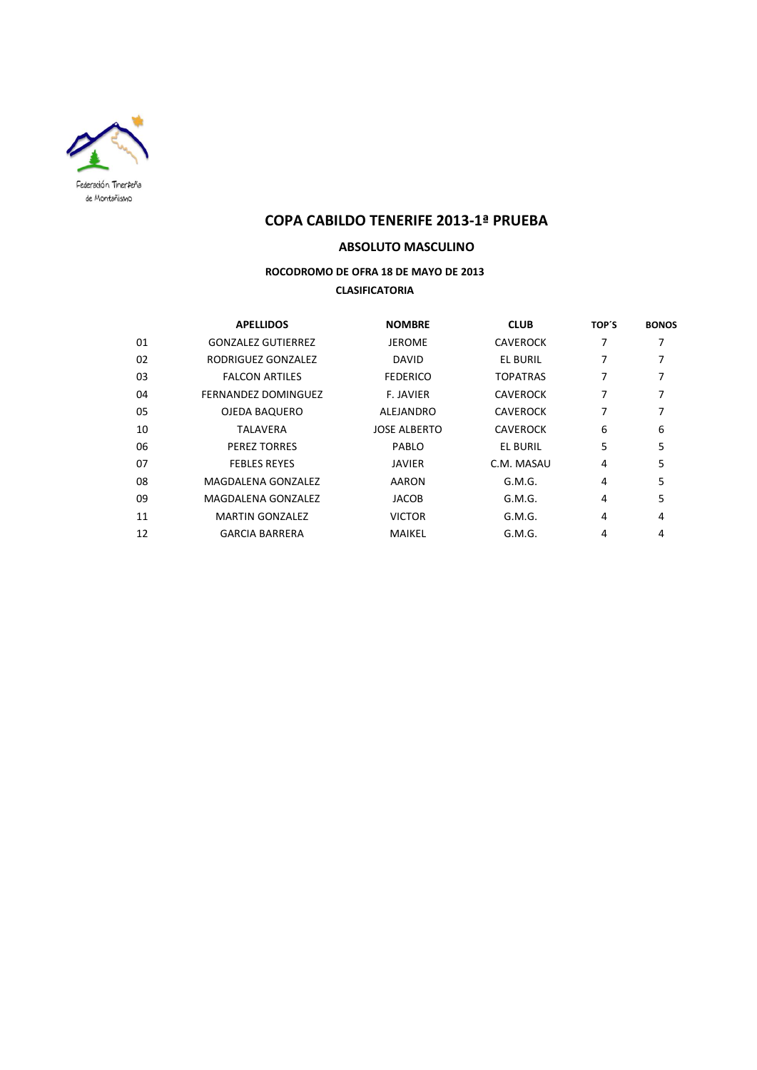Federación Tinerfeña de Montañismo

## COPA CABILDO TENERIFE 2013-1ª PRUEBA

### ABSOLUTO MASCULINO

**ROCODROMO DE OFRA 18 DE MAYO DE 2013**

**CLASIFICATORIA**

| | APELLIDOS | NOMBRE | CLUB | TOP´S | BONOS |
|---|---|---|---|---|---|
| 01 | GONZALEZ GUTIERREZ | JEROME | CAVEROCK | 7 | 7 |
| 02 | RODRIGUEZ GONZALEZ | DAVID | EL BURIL | 7 | 7 |
| 03 | FALCON ARTILES | FEDERICO | TOPATRAS | 7 | 7 |
| 04 | FERNANDEZ DOMINGUEZ | F. JAVIER | CAVEROCK | 7 | 7 |
| 05 | OJEDA BAQUERO | ALEJANDRO | CAVEROCK | 7 | 7 |
| 10 | TALAVERA | JOSE ALBERTO | CAVEROCK | 6 | 6 |
| 06 | PEREZ TORRES | PABLO | EL BURIL | 5 | 5 |
| 07 | FEBLES REYES | JAVIER | C.M. MASAU | 4 | 5 |
| 08 | MAGDALENA GONZALEZ | AARON | G.M.G. | 4 | 5 |
| 09 | MAGDALENA GONZALEZ | JACOB | G.M.G. | 4 | 5 |
| 11 | MARTIN GONZALEZ | VICTOR | G.M.G. | 4 | 4 |
| 12 | GARCIA BARRERA | MAIKEL | G.M.G. | 4 | 4 |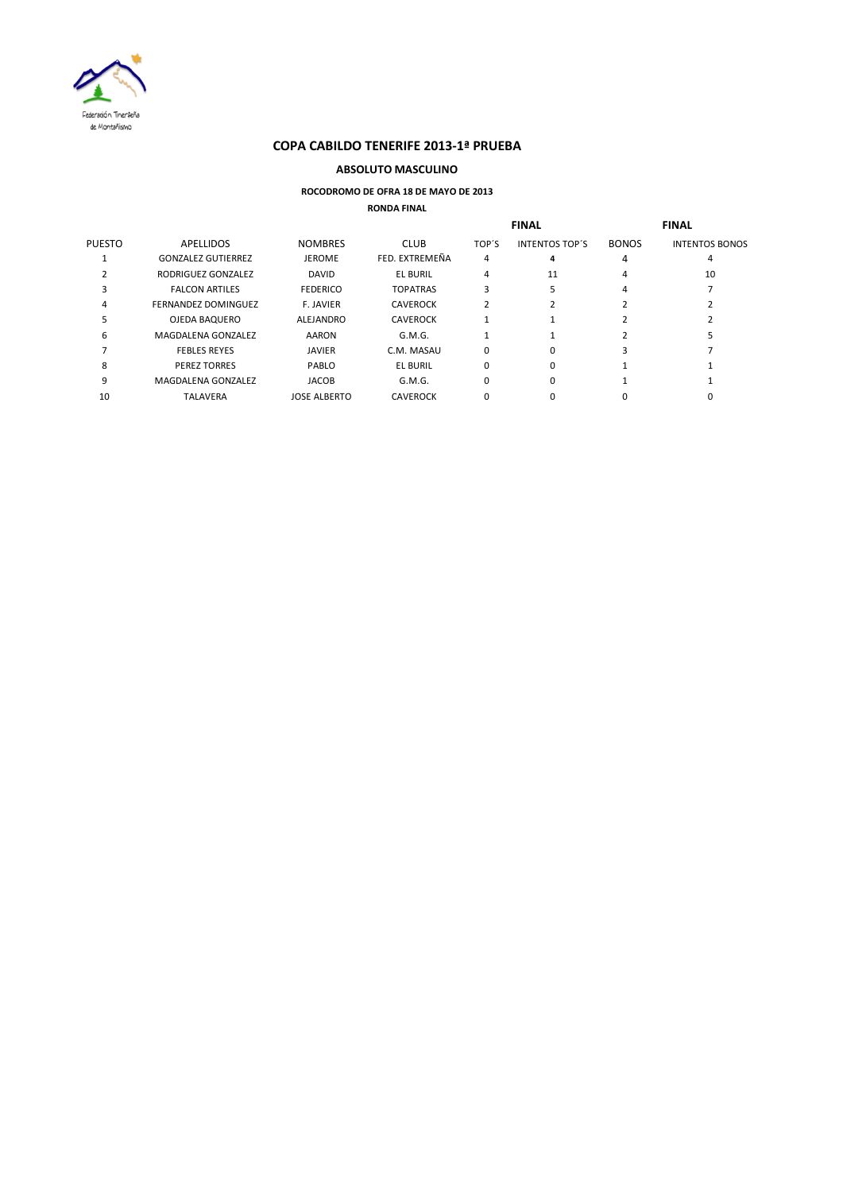Federación Tinerfeña de Montañismo

## COPA CABILDO TENERIFE 2013-1ª PRUEBA

### ABSOLUTO MASCULINO

**ROCODROMO DE OFRA 18 DE MAYO DE 2013**

**RONDA FINAL**

| | | | | FINAL | | FINAL | |
|---|---|---|---|---|---|---|---|
| PUESTO | APELLIDOS | NOMBRES | CLUB | TOP´S | INTENTOS TOP´S | BONOS | INTENTOS BONOS |
| 1 | GONZALEZ GUTIERREZ | JEROME | FED. EXTREMEÑA | 4 | 4 | 4 | 4 |
| 2 | RODRIGUEZ GONZALEZ | DAVID | EL BURIL | 4 | 11 | 4 | 10 |
| 3 | FALCON ARTILES | FEDERICO | TOPATRAS | 3 | 5 | 4 | 7 |
| 4 | FERNANDEZ DOMINGUEZ | F. JAVIER | CAVEROCK | 2 | 2 | 2 | 2 |
| 5 | OJEDA BAQUERO | ALEJANDRO | CAVEROCK | 1 | 1 | 2 | 2 |
| 6 | MAGDALENA GONZALEZ | AARON | G.M.G. | 1 | 1 | 2 | 5 |
| 7 | FEBLES REYES | JAVIER | C.M. MASAU | 0 | 0 | 3 | 7 |
| 8 | PEREZ TORRES | PABLO | EL BURIL | 0 | 0 | 1 | 1 |
| 9 | MAGDALENA GONZALEZ | JACOB | G.M.G. | 0 | 0 | 1 | 1 |
| 10 | TALAVERA | JOSE ALBERTO | CAVEROCK | 0 | 0 | 0 | 0 |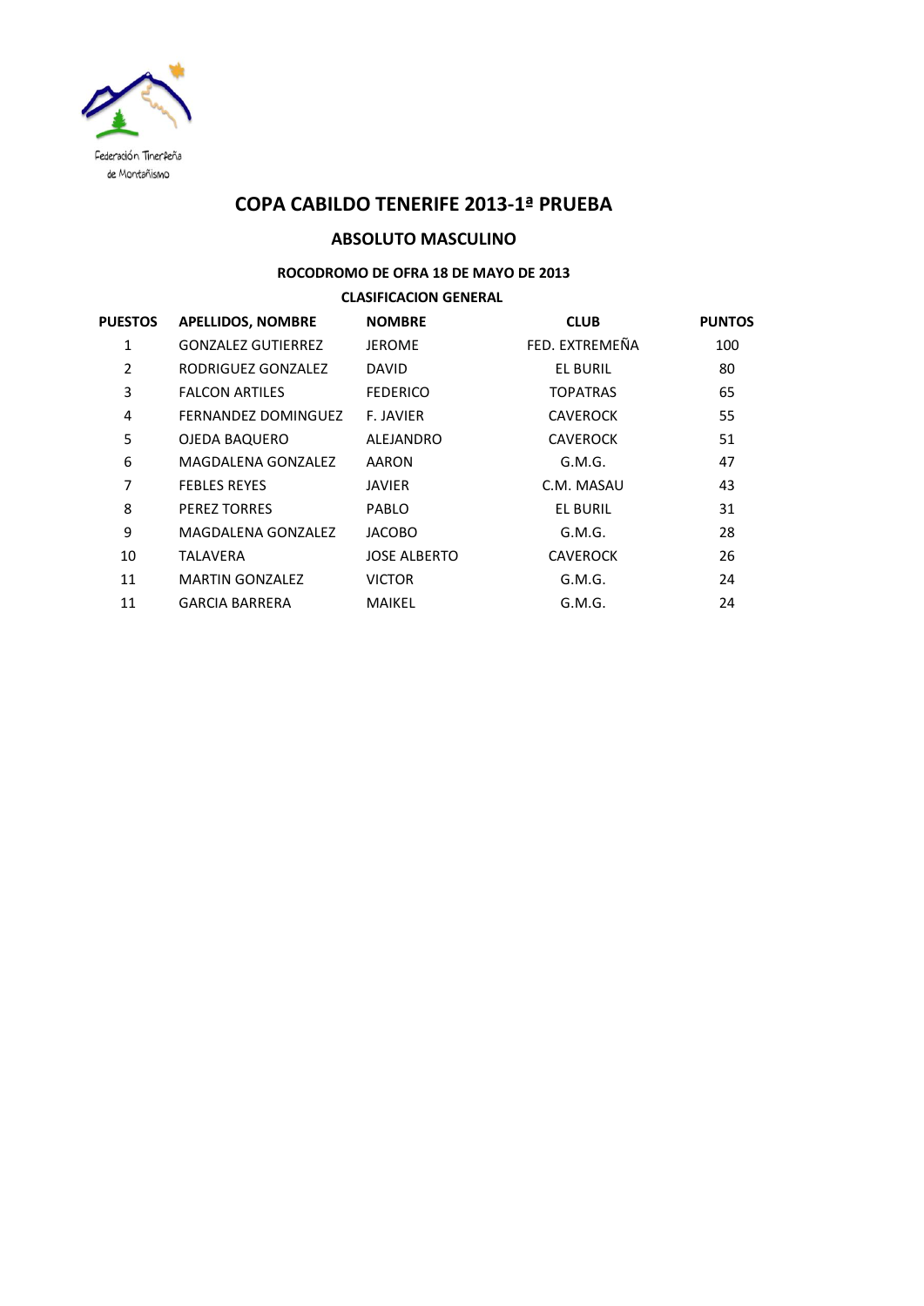Federación Tinerfeña de Montañismo

# COPA CABILDO TENERIFE 2013-1ª PRUEBA

## ABSOLUTO MASCULINO

### ROCODROMO DE OFRA 18 DE MAYO DE 2013

**CLASIFICACION GENERAL**

| PUESTOS | APELLIDOS, NOMBRE | NOMBRE | CLUB | PUNTOS |
|---|---|---|---|---|
| 1 | GONZALEZ GUTIERREZ | JEROME | FED. EXTREMEÑA | 100 |
| 2 | RODRIGUEZ GONZALEZ | DAVID | EL BURIL | 80 |
| 3 | FALCON ARTILES | FEDERICO | TOPATRAS | 65 |
| 4 | FERNANDEZ DOMINGUEZ | F. JAVIER | CAVEROCK | 55 |
| 5 | OJEDA BAQUERO | ALEJANDRO | CAVEROCK | 51 |
| 6 | MAGDALENA GONZALEZ | AARON | G.M.G. | 47 |
| 7 | FEBLES REYES | JAVIER | C.M. MASAU | 43 |
| 8 | PEREZ TORRES | PABLO | EL BURIL | 31 |
| 9 | MAGDALENA GONZALEZ | JACOBO | G.M.G. | 28 |
| 10 | TALAVERA | JOSE ALBERTO | CAVEROCK | 26 |
| 11 | MARTIN GONZALEZ | VICTOR | G.M.G. | 24 |
| 11 | GARCIA BARRERA | MAIKEL | G.M.G. | 24 |